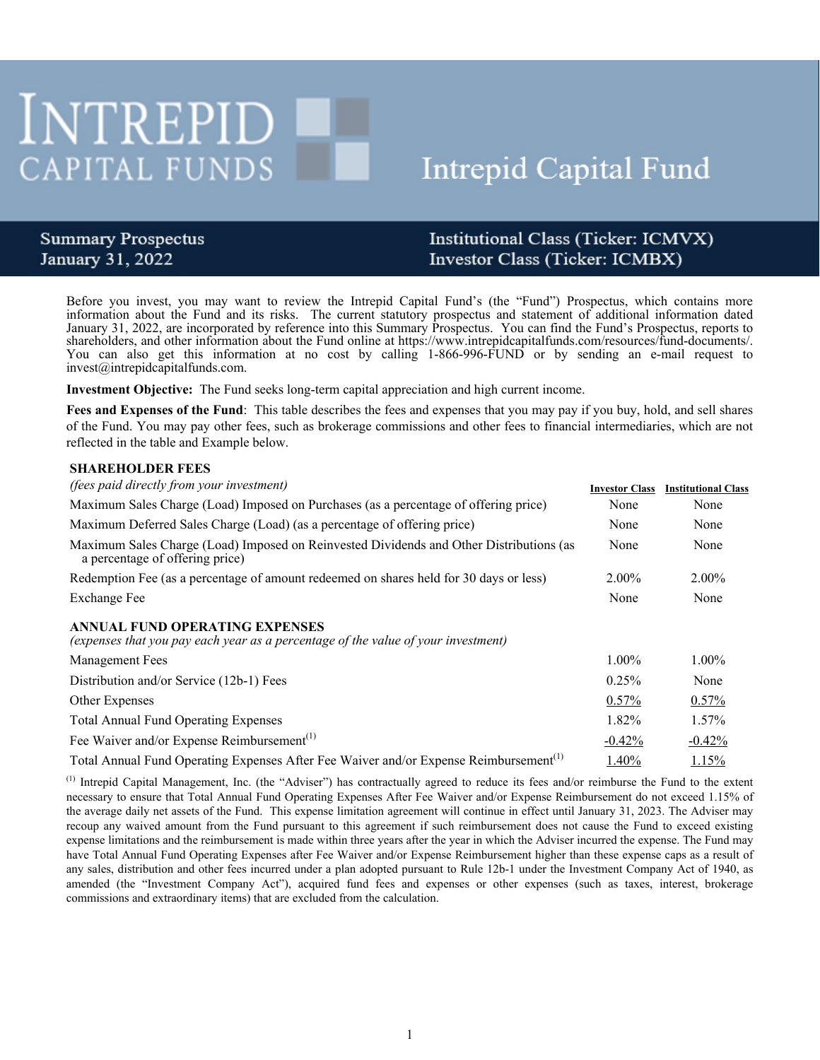# Intrepid Capital Fund

**INTREPID CAPITAL FUNDS**

**Summary Prospectus**
**January 31, 2022**

**Institutional Class (Ticker: ICMVX)**
**Investor Class (Ticker: ICMBX)**

Before you invest, you may want to review the Intrepid Capital Fund's (the "Fund") Prospectus, which contains more information about the Fund and its risks. The current statutory prospectus and statement of additional information dated January 31, 2022, are incorporated by reference into this Summary Prospectus. You can find the Fund's Prospectus, reports to shareholders, and other information about the Fund online at https://www.intrepidcapitalfunds.com/resources/fund-documents/. You can also get this information at no cost by calling 1-866-996-FUND or by sending an e-mail request to invest@intrepidcapitalfunds.com.

**Investment Objective:** The Fund seeks long-term capital appreciation and high current income.

**Fees and Expenses of the Fund**: This table describes the fees and expenses that you may pay if you buy, hold, and sell shares of the Fund. You may pay other fees, such as brokerage commissions and other fees to financial intermediaries, which are not reflected in the table and Example below.

| **SHAREHOLDER FEES** *(fees paid directly from your investment)* | **Investor Class** | **Institutional Class** |
|---|---|---|
| Maximum Sales Charge (Load) Imposed on Purchases (as a percentage of offering price) | None | None |
| Maximum Deferred Sales Charge (Load) (as a percentage of offering price) | None | None |
| Maximum Sales Charge (Load) Imposed on Reinvested Dividends and Other Distributions (as a percentage of offering price) | None | None |
| Redemption Fee (as a percentage of amount redeemed on shares held for 30 days or less) | 2.00% | 2.00% |
| Exchange Fee | None | None |
| **ANNUAL FUND OPERATING EXPENSES** *(expenses that you pay each year as a percentage of the value of your investment)* | | |
| Management Fees | 1.00% | 1.00% |
| Distribution and/or Service (12b-1) Fees | 0.25% | None |
| Other Expenses | 0.57% | 0.57% |
| Total Annual Fund Operating Expenses | 1.82% | 1.57% |
| Fee Waiver and/or Expense Reimbursement(1) | -0.42% | -0.42% |
| Total Annual Fund Operating Expenses After Fee Waiver and/or Expense Reimbursement(1) | 1.40% | 1.15% |

(1) Intrepid Capital Management, Inc. (the "Adviser") has contractually agreed to reduce its fees and/or reimburse the Fund to the extent necessary to ensure that Total Annual Fund Operating Expenses After Fee Waiver and/or Expense Reimbursement do not exceed 1.15% of the average daily net assets of the Fund. This expense limitation agreement will continue in effect until January 31, 2023. The Adviser may recoup any waived amount from the Fund pursuant to this agreement if such reimbursement does not cause the Fund to exceed existing expense limitations and the reimbursement is made within three years after the year in which the Adviser incurred the expense. The Fund may have Total Annual Fund Operating Expenses after Fee Waiver and/or Expense Reimbursement higher than these expense caps as a result of any sales, distribution and other fees incurred under a plan adopted pursuant to Rule 12b-1 under the Investment Company Act of 1940, as amended (the "Investment Company Act"), acquired fund fees and expenses or other expenses (such as taxes, interest, brokerage commissions and extraordinary items) that are excluded from the calculation.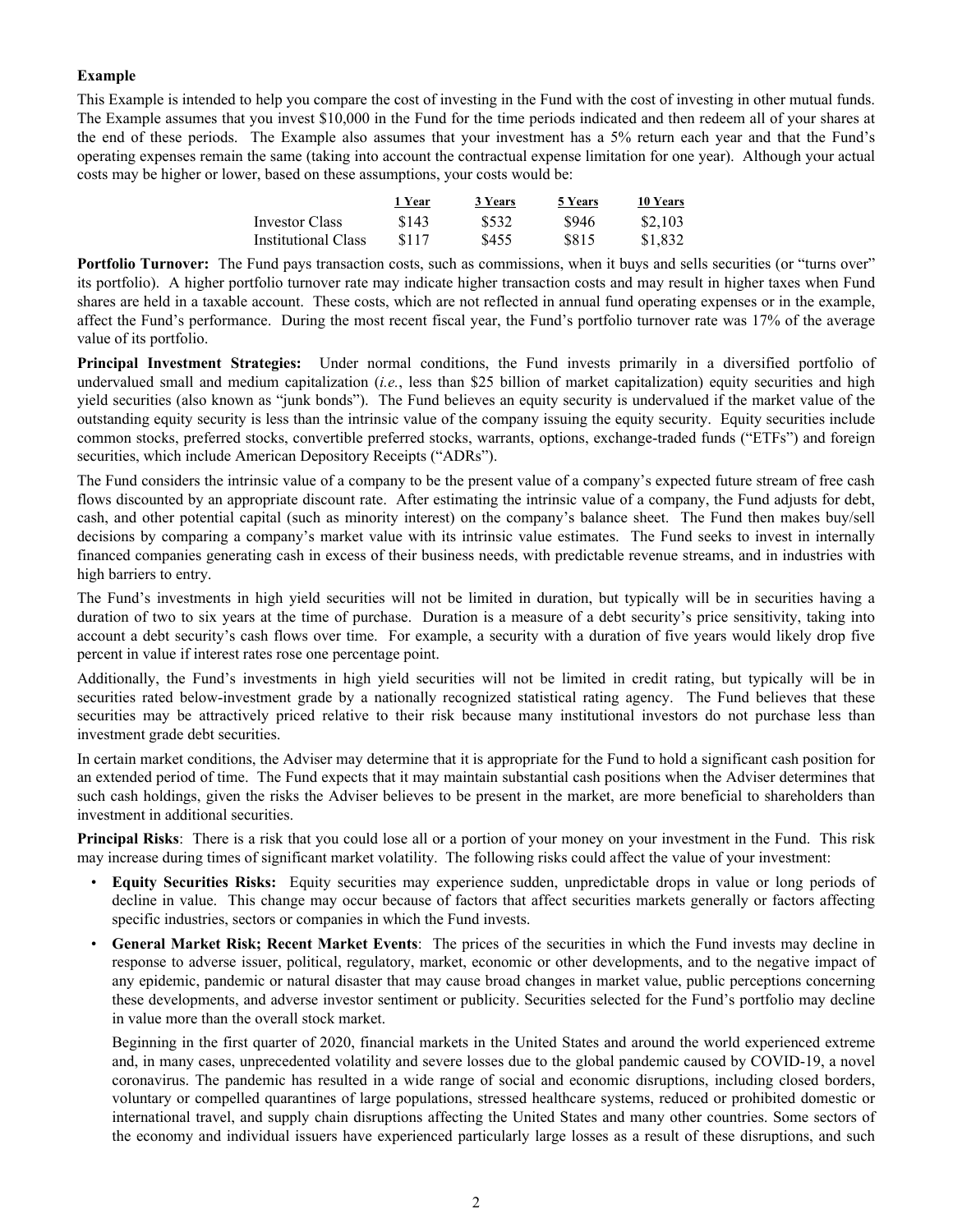**Example**

This Example is intended to help you compare the cost of investing in the Fund with the cost of investing in other mutual funds. The Example assumes that you invest $10,000 in the Fund for the time periods indicated and then redeem all of your shares at the end of these periods. The Example also assumes that your investment has a 5% return each year and that the Fund's operating expenses remain the same (taking into account the contractual expense limitation for one year). Although your actual costs may be higher or lower, based on these assumptions, your costs would be:

| | 1 Year | 3 Years | 5 Years | 10 Years |
|---|---|---|---|---|
| Investor Class | $143 | $532 | $946 | $2,103 |
| Institutional Class | $117 | $455 | $815 | $1,832 |

**Portfolio Turnover:** The Fund pays transaction costs, such as commissions, when it buys and sells securities (or "turns over" its portfolio). A higher portfolio turnover rate may indicate higher transaction costs and may result in higher taxes when Fund shares are held in a taxable account. These costs, which are not reflected in annual fund operating expenses or in the example, affect the Fund's performance. During the most recent fiscal year, the Fund's portfolio turnover rate was 17% of the average value of its portfolio.

**Principal Investment Strategies:** Under normal conditions, the Fund invests primarily in a diversified portfolio of undervalued small and medium capitalization (*i.e.*, less than $25 billion of market capitalization) equity securities and high yield securities (also known as "junk bonds"). The Fund believes an equity security is undervalued if the market value of the outstanding equity security is less than the intrinsic value of the company issuing the equity security. Equity securities include common stocks, preferred stocks, convertible preferred stocks, warrants, options, exchange-traded funds ("ETFs") and foreign securities, which include American Depository Receipts ("ADRs").

The Fund considers the intrinsic value of a company to be the present value of a company's expected future stream of free cash flows discounted by an appropriate discount rate. After estimating the intrinsic value of a company, the Fund adjusts for debt, cash, and other potential capital (such as minority interest) on the company's balance sheet. The Fund then makes buy/sell decisions by comparing a company's market value with its intrinsic value estimates. The Fund seeks to invest in internally financed companies generating cash in excess of their business needs, with predictable revenue streams, and in industries with high barriers to entry.

The Fund's investments in high yield securities will not be limited in duration, but typically will be in securities having a duration of two to six years at the time of purchase. Duration is a measure of a debt security's price sensitivity, taking into account a debt security's cash flows over time. For example, a security with a duration of five years would likely drop five percent in value if interest rates rose one percentage point.

Additionally, the Fund's investments in high yield securities will not be limited in credit rating, but typically will be in securities rated below-investment grade by a nationally recognized statistical rating agency. The Fund believes that these securities may be attractively priced relative to their risk because many institutional investors do not purchase less than investment grade debt securities.

In certain market conditions, the Adviser may determine that it is appropriate for the Fund to hold a significant cash position for an extended period of time. The Fund expects that it may maintain substantial cash positions when the Adviser determines that such cash holdings, given the risks the Adviser believes to be present in the market, are more beneficial to shareholders than investment in additional securities.

**Principal Risks**: There is a risk that you could lose all or a portion of your money on your investment in the Fund. This risk may increase during times of significant market volatility. The following risks could affect the value of your investment:

- **Equity Securities Risks:** Equity securities may experience sudden, unpredictable drops in value or long periods of decline in value. This change may occur because of factors that affect securities markets generally or factors affecting specific industries, sectors or companies in which the Fund invests.
- **General Market Risk; Recent Market Events**: The prices of the securities in which the Fund invests may decline in response to adverse issuer, political, regulatory, market, economic or other developments, and to the negative impact of any epidemic, pandemic or natural disaster that may cause broad changes in market value, public perceptions concerning these developments, and adverse investor sentiment or publicity. Securities selected for the Fund's portfolio may decline in value more than the overall stock market.

  Beginning in the first quarter of 2020, financial markets in the United States and around the world experienced extreme and, in many cases, unprecedented volatility and severe losses due to the global pandemic caused by COVID-19, a novel coronavirus. The pandemic has resulted in a wide range of social and economic disruptions, including closed borders, voluntary or compelled quarantines of large populations, stressed healthcare systems, reduced or prohibited domestic or international travel, and supply chain disruptions affecting the United States and many other countries. Some sectors of the economy and individual issuers have experienced particularly large losses as a result of these disruptions, and such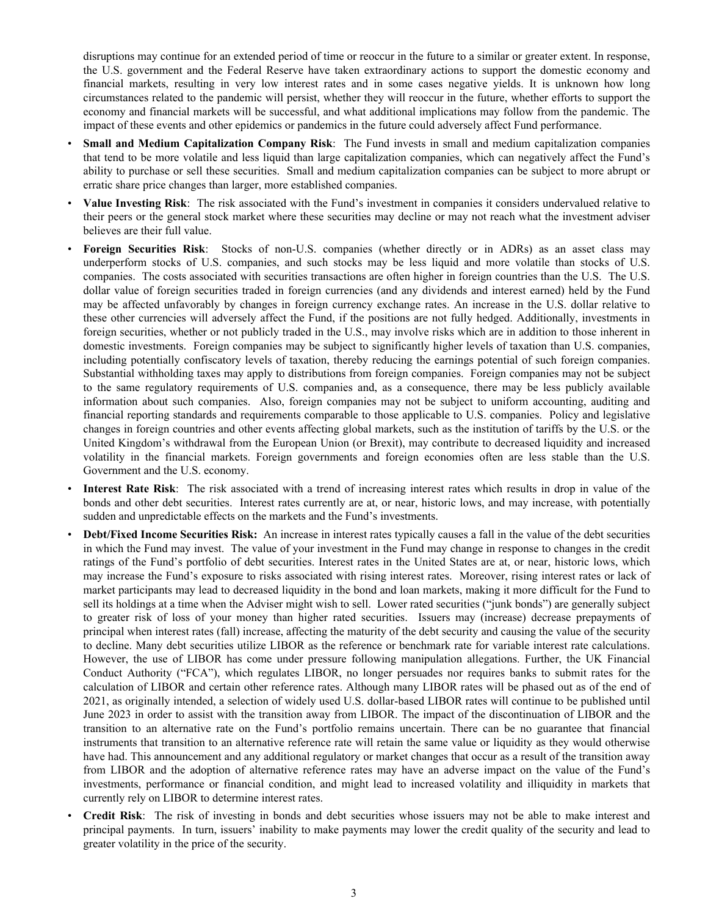disruptions may continue for an extended period of time or reoccur in the future to a similar or greater extent. In response, the U.S. government and the Federal Reserve have taken extraordinary actions to support the domestic economy and financial markets, resulting in very low interest rates and in some cases negative yields. It is unknown how long circumstances related to the pandemic will persist, whether they will reoccur in the future, whether efforts to support the economy and financial markets will be successful, and what additional implications may follow from the pandemic. The impact of these events and other epidemics or pandemics in the future could adversely affect Fund performance.

- **Small and Medium Capitalization Company Risk**: The Fund invests in small and medium capitalization companies that tend to be more volatile and less liquid than large capitalization companies, which can negatively affect the Fund's ability to purchase or sell these securities. Small and medium capitalization companies can be subject to more abrupt or erratic share price changes than larger, more established companies.
- **Value Investing Risk**: The risk associated with the Fund's investment in companies it considers undervalued relative to their peers or the general stock market where these securities may decline or may not reach what the investment adviser believes are their full value.
- **Foreign Securities Risk**: Stocks of non-U.S. companies (whether directly or in ADRs) as an asset class may underperform stocks of U.S. companies, and such stocks may be less liquid and more volatile than stocks of U.S. companies. The costs associated with securities transactions are often higher in foreign countries than the U.S. The U.S. dollar value of foreign securities traded in foreign currencies (and any dividends and interest earned) held by the Fund may be affected unfavorably by changes in foreign currency exchange rates. An increase in the U.S. dollar relative to these other currencies will adversely affect the Fund, if the positions are not fully hedged. Additionally, investments in foreign securities, whether or not publicly traded in the U.S., may involve risks which are in addition to those inherent in domestic investments. Foreign companies may be subject to significantly higher levels of taxation than U.S. companies, including potentially confiscatory levels of taxation, thereby reducing the earnings potential of such foreign companies. Substantial withholding taxes may apply to distributions from foreign companies. Foreign companies may not be subject to the same regulatory requirements of U.S. companies and, as a consequence, there may be less publicly available information about such companies. Also, foreign companies may not be subject to uniform accounting, auditing and financial reporting standards and requirements comparable to those applicable to U.S. companies. Policy and legislative changes in foreign countries and other events affecting global markets, such as the institution of tariffs by the U.S. or the United Kingdom's withdrawal from the European Union (or Brexit), may contribute to decreased liquidity and increased volatility in the financial markets. Foreign governments and foreign economies often are less stable than the U.S. Government and the U.S. economy.
- **Interest Rate Risk**: The risk associated with a trend of increasing interest rates which results in drop in value of the bonds and other debt securities. Interest rates currently are at, or near, historic lows, and may increase, with potentially sudden and unpredictable effects on the markets and the Fund's investments.
- **Debt/Fixed Income Securities Risk:** An increase in interest rates typically causes a fall in the value of the debt securities in which the Fund may invest. The value of your investment in the Fund may change in response to changes in the credit ratings of the Fund's portfolio of debt securities. Interest rates in the United States are at, or near, historic lows, which may increase the Fund's exposure to risks associated with rising interest rates. Moreover, rising interest rates or lack of market participants may lead to decreased liquidity in the bond and loan markets, making it more difficult for the Fund to sell its holdings at a time when the Adviser might wish to sell. Lower rated securities ("junk bonds") are generally subject to greater risk of loss of your money than higher rated securities. Issuers may (increase) decrease prepayments of principal when interest rates (fall) increase, affecting the maturity of the debt security and causing the value of the security to decline. Many debt securities utilize LIBOR as the reference or benchmark rate for variable interest rate calculations. However, the use of LIBOR has come under pressure following manipulation allegations. Further, the UK Financial Conduct Authority ("FCA"), which regulates LIBOR, no longer persuades nor requires banks to submit rates for the calculation of LIBOR and certain other reference rates. Although many LIBOR rates will be phased out as of the end of 2021, as originally intended, a selection of widely used U.S. dollar-based LIBOR rates will continue to be published until June 2023 in order to assist with the transition away from LIBOR. The impact of the discontinuation of LIBOR and the transition to an alternative rate on the Fund's portfolio remains uncertain. There can be no guarantee that financial instruments that transition to an alternative reference rate will retain the same value or liquidity as they would otherwise have had. This announcement and any additional regulatory or market changes that occur as a result of the transition away from LIBOR and the adoption of alternative reference rates may have an adverse impact on the value of the Fund's investments, performance or financial condition, and might lead to increased volatility and illiquidity in markets that currently rely on LIBOR to determine interest rates.
- **Credit Risk**: The risk of investing in bonds and debt securities whose issuers may not be able to make interest and principal payments. In turn, issuers' inability to make payments may lower the credit quality of the security and lead to greater volatility in the price of the security.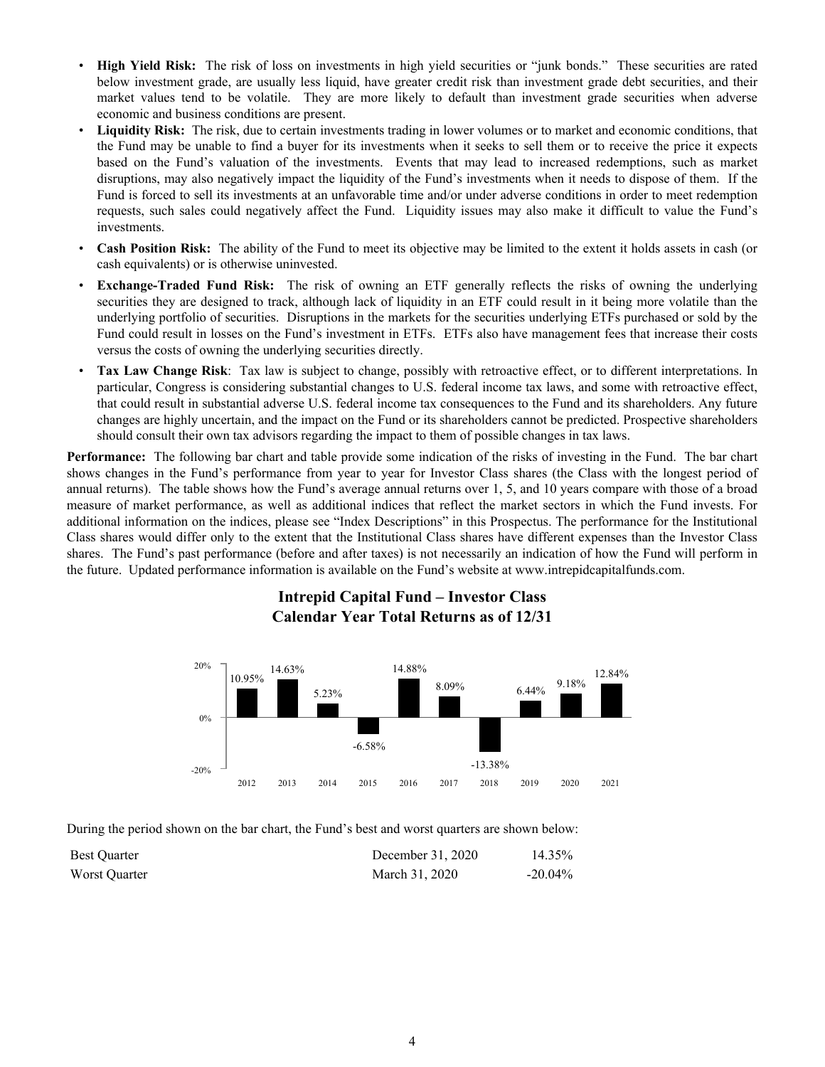- **High Yield Risk:** The risk of loss on investments in high yield securities or "junk bonds." These securities are rated below investment grade, are usually less liquid, have greater credit risk than investment grade debt securities, and their market values tend to be volatile. They are more likely to default than investment grade securities when adverse economic and business conditions are present.
- **Liquidity Risk:** The risk, due to certain investments trading in lower volumes or to market and economic conditions, that the Fund may be unable to find a buyer for its investments when it seeks to sell them or to receive the price it expects based on the Fund's valuation of the investments. Events that may lead to increased redemptions, such as market disruptions, may also negatively impact the liquidity of the Fund's investments when it needs to dispose of them. If the Fund is forced to sell its investments at an unfavorable time and/or under adverse conditions in order to meet redemption requests, such sales could negatively affect the Fund. Liquidity issues may also make it difficult to value the Fund's investments.
- **Cash Position Risk:** The ability of the Fund to meet its objective may be limited to the extent it holds assets in cash (or cash equivalents) or is otherwise uninvested.
- **Exchange-Traded Fund Risk:** The risk of owning an ETF generally reflects the risks of owning the underlying securities they are designed to track, although lack of liquidity in an ETF could result in it being more volatile than the underlying portfolio of securities. Disruptions in the markets for the securities underlying ETFs purchased or sold by the Fund could result in losses on the Fund's investment in ETFs. ETFs also have management fees that increase their costs versus the costs of owning the underlying securities directly.
- **Tax Law Change Risk**: Tax law is subject to change, possibly with retroactive effect, or to different interpretations. In particular, Congress is considering substantial changes to U.S. federal income tax laws, and some with retroactive effect, that could result in substantial adverse U.S. federal income tax consequences to the Fund and its shareholders. Any future changes are highly uncertain, and the impact on the Fund or its shareholders cannot be predicted. Prospective shareholders should consult their own tax advisors regarding the impact to them of possible changes in tax laws.

**Performance:** The following bar chart and table provide some indication of the risks of investing in the Fund. The bar chart shows changes in the Fund's performance from year to year for Investor Class shares (the Class with the longest period of annual returns). The table shows how the Fund's average annual returns over 1, 5, and 10 years compare with those of a broad measure of market performance, as well as additional indices that reflect the market sectors in which the Fund invests. For additional information on the indices, please see "Index Descriptions" in this Prospectus. The performance for the Institutional Class shares would differ only to the extent that the Institutional Class shares have different expenses than the Investor Class shares. The Fund's past performance (before and after taxes) is not necessarily an indication of how the Fund will perform in the future. Updated performance information is available on the Fund's website at www.intrepidcapitalfunds.com.

**Intrepid Capital Fund – Investor Class**
**Calendar Year Total Returns as of 12/31**

| Year | Return |
|---|---|
| 2012 | 10.95% |
| 2013 | 14.63% |
| 2014 | 5.23% |
| 2015 | -6.58% |
| 2016 | 14.88% |
| 2017 | 8.09% |
| 2018 | -13.38% |
| 2019 | 6.44% |
| 2020 | 9.18% |
| 2021 | 12.84% |

During the period shown on the bar chart, the Fund's best and worst quarters are shown below:

| | | |
|---|---|---|
| Best Quarter | December 31, 2020 | 14.35% |
| Worst Quarter | March 31, 2020 | -20.04% |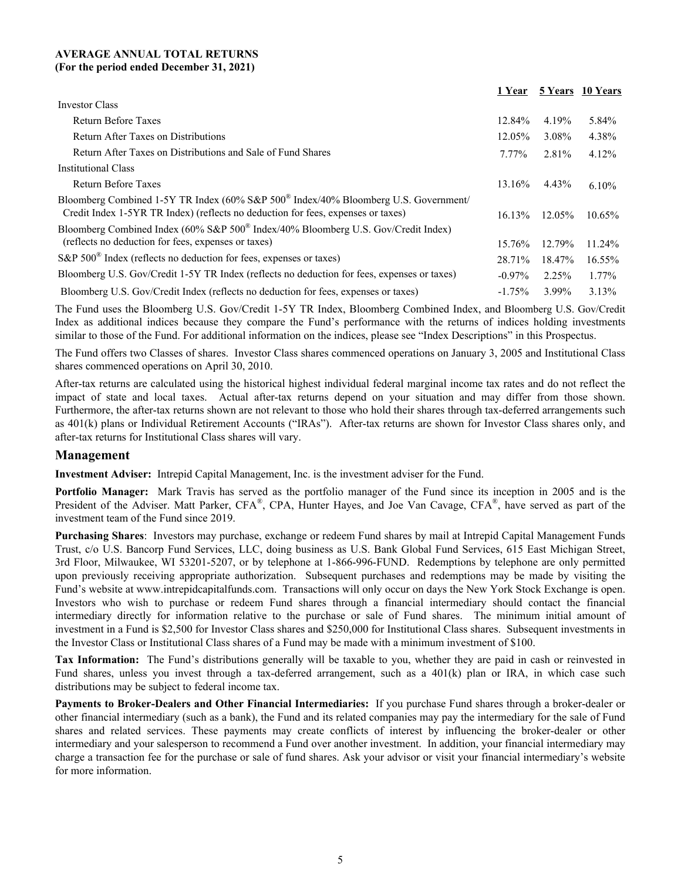**AVERAGE ANNUAL TOTAL RETURNS**
**(For the period ended December 31, 2021)**

| | 1 Year | 5 Years | 10 Years |
|---|---|---|---|
| Investor Class | | | |
| Return Before Taxes | 12.84% | 4.19% | 5.84% |
| Return After Taxes on Distributions | 12.05% | 3.08% | 4.38% |
| Return After Taxes on Distributions and Sale of Fund Shares | 7.77% | 2.81% | 4.12% |
| Institutional Class | | | |
| Return Before Taxes | 13.16% | 4.43% | 6.10% |
| Bloomberg Combined 1-5Y TR Index (60% S&P 500® Index/40% Bloomberg U.S. Government/ Credit Index 1-5YR TR Index) (reflects no deduction for fees, expenses or taxes) | 16.13% | 12.05% | 10.65% |
| Bloomberg Combined Index (60% S&P 500® Index/40% Bloomberg U.S. Gov/Credit Index) (reflects no deduction for fees, expenses or taxes) | 15.76% | 12.79% | 11.24% |
| S&P 500® Index (reflects no deduction for fees, expenses or taxes) | 28.71% | 18.47% | 16.55% |
| Bloomberg U.S. Gov/Credit 1-5Y TR Index (reflects no deduction for fees, expenses or taxes) | -0.97% | 2.25% | 1.77% |
| Bloomberg U.S. Gov/Credit Index (reflects no deduction for fees, expenses or taxes) | -1.75% | 3.99% | 3.13% |

The Fund uses the Bloomberg U.S. Gov/Credit 1-5Y TR Index, Bloomberg Combined Index, and Bloomberg U.S. Gov/Credit Index as additional indices because they compare the Fund's performance with the returns of indices holding investments similar to those of the Fund. For additional information on the indices, please see "Index Descriptions" in this Prospectus.

The Fund offers two Classes of shares. Investor Class shares commenced operations on January 3, 2005 and Institutional Class shares commenced operations on April 30, 2010.

After-tax returns are calculated using the historical highest individual federal marginal income tax rates and do not reflect the impact of state and local taxes. Actual after-tax returns depend on your situation and may differ from those shown. Furthermore, the after-tax returns shown are not relevant to those who hold their shares through tax-deferred arrangements such as 401(k) plans or Individual Retirement Accounts ("IRAs"). After-tax returns are shown for Investor Class shares only, and after-tax returns for Institutional Class shares will vary.

## Management

**Investment Adviser:** Intrepid Capital Management, Inc. is the investment adviser for the Fund.

**Portfolio Manager:** Mark Travis has served as the portfolio manager of the Fund since its inception in 2005 and is the President of the Adviser. Matt Parker, CFA®, CPA, Hunter Hayes, and Joe Van Cavage, CFA®, have served as part of the investment team of the Fund since 2019.

**Purchasing Shares**: Investors may purchase, exchange or redeem Fund shares by mail at Intrepid Capital Management Funds Trust, c/o U.S. Bancorp Fund Services, LLC, doing business as U.S. Bank Global Fund Services, 615 East Michigan Street, 3rd Floor, Milwaukee, WI 53201-5207, or by telephone at 1-866-996-FUND. Redemptions by telephone are only permitted upon previously receiving appropriate authorization. Subsequent purchases and redemptions may be made by visiting the Fund's website at www.intrepidcapitalfunds.com. Transactions will only occur on days the New York Stock Exchange is open. Investors who wish to purchase or redeem Fund shares through a financial intermediary should contact the financial intermediary directly for information relative to the purchase or sale of Fund shares. The minimum initial amount of investment in a Fund is $2,500 for Investor Class shares and $250,000 for Institutional Class shares. Subsequent investments in the Investor Class or Institutional Class shares of a Fund may be made with a minimum investment of $100.

**Tax Information:** The Fund's distributions generally will be taxable to you, whether they are paid in cash or reinvested in Fund shares, unless you invest through a tax-deferred arrangement, such as a 401(k) plan or IRA, in which case such distributions may be subject to federal income tax.

**Payments to Broker-Dealers and Other Financial Intermediaries:** If you purchase Fund shares through a broker-dealer or other financial intermediary (such as a bank), the Fund and its related companies may pay the intermediary for the sale of Fund shares and related services. These payments may create conflicts of interest by influencing the broker-dealer or other intermediary and your salesperson to recommend a Fund over another investment. In addition, your financial intermediary may charge a transaction fee for the purchase or sale of fund shares. Ask your advisor or visit your financial intermediary's website for more information.